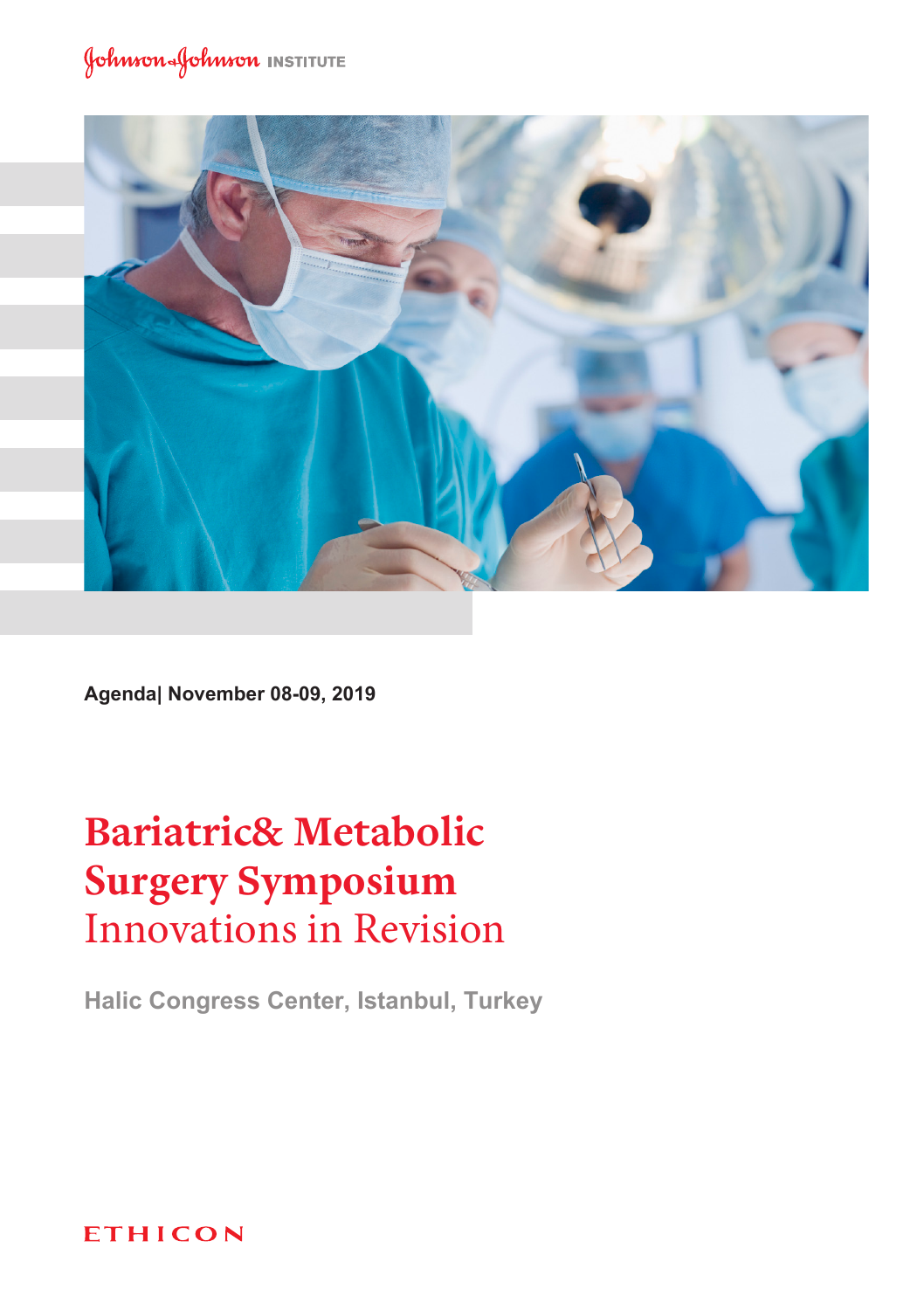Johnson & Johnson INSTITUTE

Agenda| November 08-09, 2019

# Bariatric& Metabolic Surgery Symposium

## Innovations in Revision

Halic Congress Center, Istanbul, Turkey

ETHICON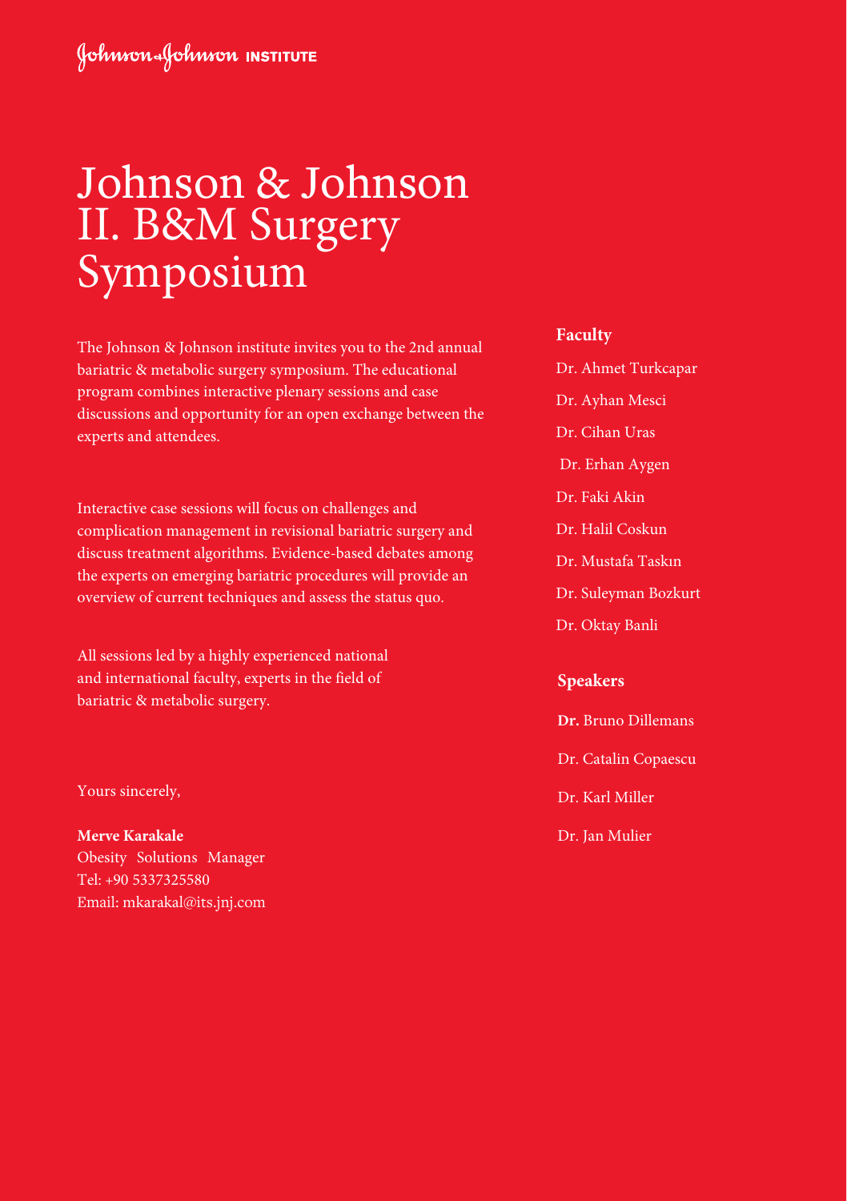Johnson & Johnson INSTITUTE

# Johnson & Johnson II. B&M Surgery Symposium

The Johnson & Johnson institute invites you to the 2nd annual bariatric & metabolic surgery symposium. The educational program combines interactive plenary sessions and case discussions and opportunity for an open exchange between the experts and attendees.

Interactive case sessions will focus on challenges and complication management in revisional bariatric surgery and discuss treatment algorithms. Evidence-based debates among the experts on emerging bariatric procedures will provide an overview of current techniques and assess the status quo.

All sessions led by a highly experienced national and international faculty, experts in the field of bariatric & metabolic surgery.

Yours sincerely,

**Merve Karakale**
Obesity Solutions Manager
Tel: +90 5337325580
Email: mkarakal@its.jnj.com

## Faculty

Dr. Ahmet Turkcapar

Dr. Ayhan Mesci

Dr. Cihan Uras

Dr. Erhan Aygen

Dr. Faki Akin

Dr. Halil Coskun

Dr. Mustafa Taskın

Dr. Suleyman Bozkurt

Dr. Oktay Banli

## Speakers

**Dr.** Bruno Dillemans

Dr. Catalin Copaescu

Dr. Karl Miller

Dr. Jan Mulier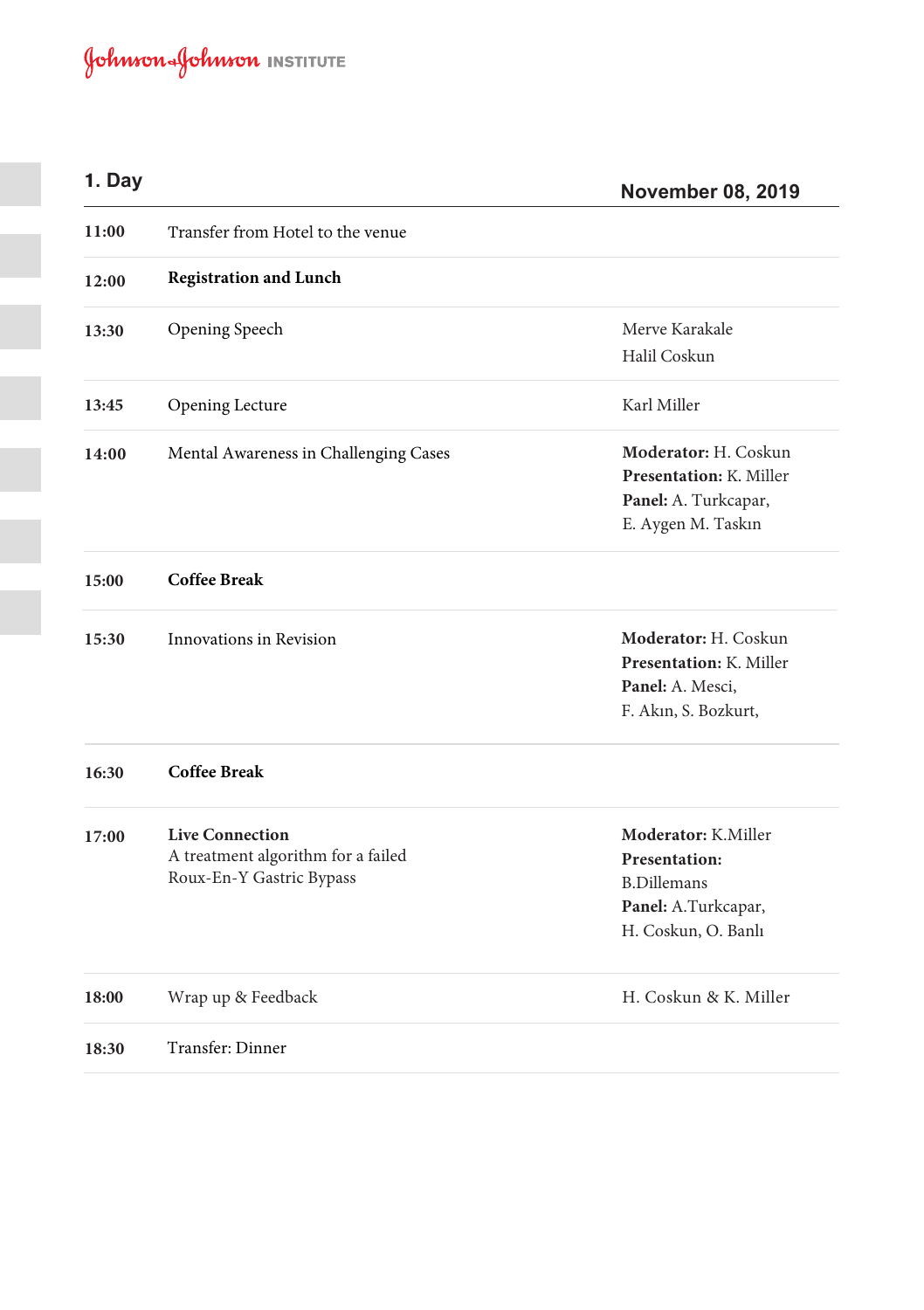## 1. Day

**November 08, 2019**

| Time | Session | Speakers |
|---|---|---|
| **11:00** | Transfer from Hotel to the venue | |
| **12:00** | **Registration and Lunch** | |
| **13:30** | Opening Speech | Merve Karakale<br>Halil Coskun |
| **13:45** | Opening Lecture | Karl Miller |
| **14:00** | Mental Awareness in Challenging Cases | **Moderator:** H. Coskun<br>**Presentation:** K. Miller<br>**Panel:** A. Turkcapar,<br>E. Aygen M. Taskın |
| **15:00** | **Coffee Break** | |
| **15:30** | Innovations in Revision | **Moderator:** H. Coskun<br>**Presentation:** K. Miller<br>**Panel:** A. Mesci,<br>F. Akın, S. Bozkurt, |
| **16:30** | **Coffee Break** | |
| **17:00** | **Live Connection**<br>A treatment algorithm for a failed Roux-En-Y Gastric Bypass | **Moderator:** K.Miller<br>**Presentation:**<br>B.Dillemans<br>**Panel:** A.Turkcapar,<br>H. Coskun, O. Banlı |
| **18:00** | Wrap up & Feedback | H. Coskun & K. Miller |
| **18:30** | Transfer: Dinner | |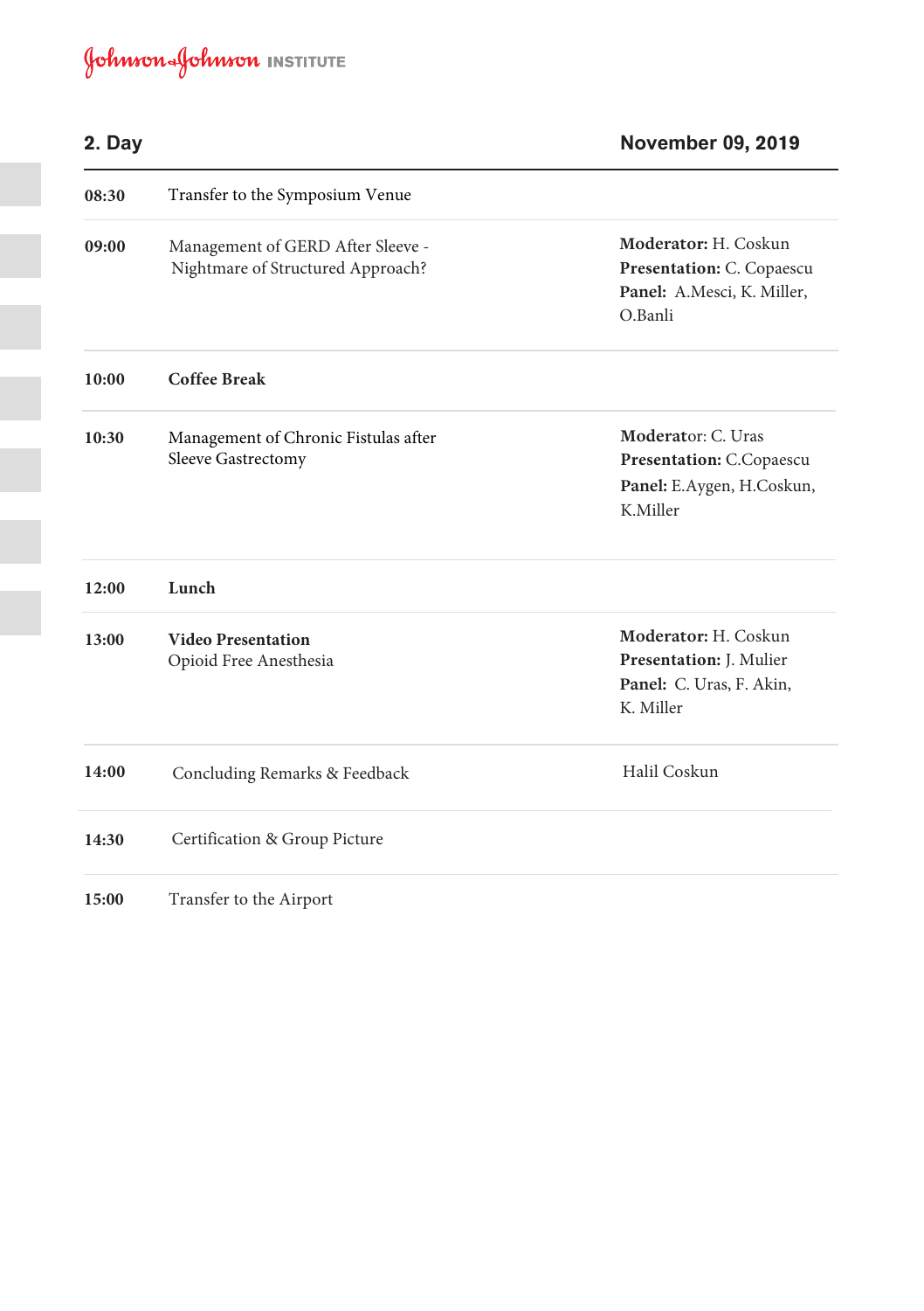Johnson & Johnson INSTITUTE

## 2. Day — November 09, 2019

| Time | Session | Faculty |
|---|---|---|
| **08:30** | Transfer to the Symposium Venue | |
| **09:00** | Management of GERD After Sleeve - Nightmare of Structured Approach? | **Moderator:** H. Coskun<br>**Presentation:** C. Copaescu<br>**Panel:** A.Mesci, K. Miller, O.Banli |
| **10:00** | **Coffee Break** | |
| **10:30** | Management of Chronic Fistulas after Sleeve Gastrectomy | **Moderator:** C. Uras<br>**Presentation:** C.Copaescu<br>**Panel:** E.Aygen, H.Coskun, K.Miller |
| **12:00** | **Lunch** | |
| **13:00** | **Video Presentation**<br>Opioid Free Anesthesia | **Moderator:** H. Coskun<br>**Presentation:** J. Mulier<br>**Panel:** C. Uras, F. Akin, K. Miller |
| **14:00** | Concluding Remarks & Feedback | Halil Coskun |
| **14:30** | Certification & Group Picture | |
| **15:00** | Transfer to the Airport | |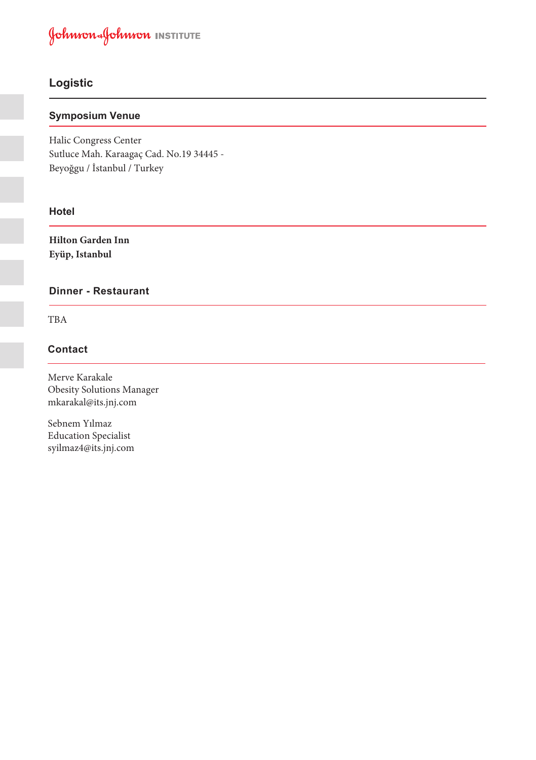Johnson & Johnson INSTITUTE

# Logistic

## Symposium Venue

Halic Congress Center
Sutluce Mah. Karaagaç Cad. No.19 34445 -
Beyoğgu / İstanbul / Turkey

## Hotel

**Hilton Garden Inn**
**Eyüp, Istanbul**

## Dinner - Restaurant

TBA

## Contact

Merve Karakale
Obesity Solutions Manager
mkarakal@its.jnj.com

Sebnem Yılmaz
Education Specialist
syilmaz4@its.jnj.com